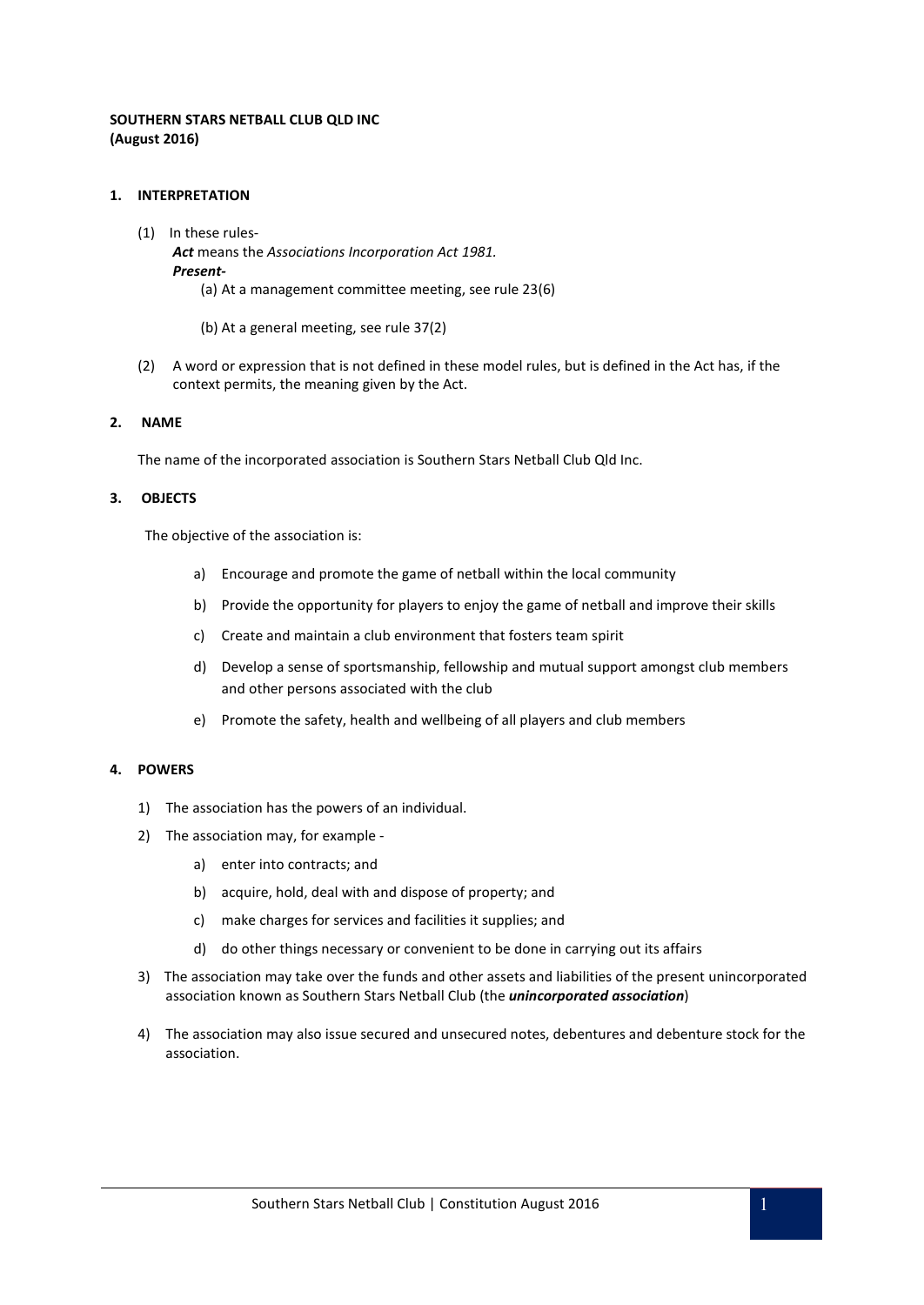**SOUTHERN STARS NETBALL CLUB QLD INC**
**(August 2016)**

## 1. INTERPRETATION

(1) In these rules-

***Act*** means the *Associations Incorporation Act 1981.*

***Present-***

(a) At a management committee meeting, see rule 23(6)

(b) At a general meeting, see rule 37(2)

(2) A word or expression that is not defined in these model rules, but is defined in the Act has, if the context permits, the meaning given by the Act.

## 2. NAME

The name of the incorporated association is Southern Stars Netball Club Qld Inc.

## 3. OBJECTS

The objective of the association is:

a) Encourage and promote the game of netball within the local community

b) Provide the opportunity for players to enjoy the game of netball and improve their skills

c) Create and maintain a club environment that fosters team spirit

d) Develop a sense of sportsmanship, fellowship and mutual support amongst club members and other persons associated with the club

e) Promote the safety, health and wellbeing of all players and club members

## 4. POWERS

1) The association has the powers of an individual.

2) The association may, for example -

a) enter into contracts; and

b) acquire, hold, deal with and dispose of property; and

c) make charges for services and facilities it supplies; and

d) do other things necessary or convenient to be done in carrying out its affairs

3) The association may take over the funds and other assets and liabilities of the present unincorporated association known as Southern Stars Netball Club (the ***unincorporated association***)

4) The association may also issue secured and unsecured notes, debentures and debenture stock for the association.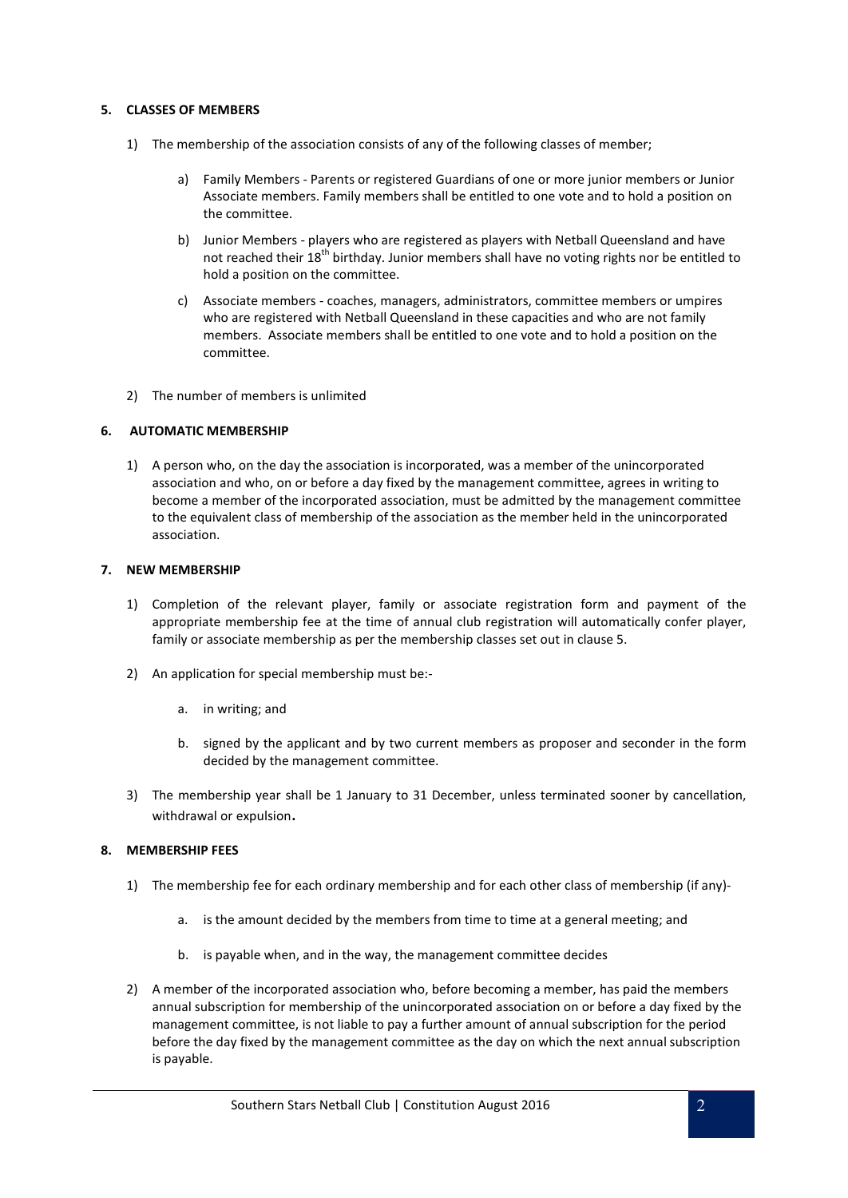## 5. CLASSES OF MEMBERS

1) The membership of the association consists of any of the following classes of member;

   a) Family Members - Parents or registered Guardians of one or more junior members or Junior Associate members. Family members shall be entitled to one vote and to hold a position on the committee.

   b) Junior Members - players who are registered as players with Netball Queensland and have not reached their 18th birthday. Junior members shall have no voting rights nor be entitled to hold a position on the committee.

   c) Associate members - coaches, managers, administrators, committee members or umpires who are registered with Netball Queensland in these capacities and who are not family members. Associate members shall be entitled to one vote and to hold a position on the committee.

2) The number of members is unlimited

## 6. AUTOMATIC MEMBERSHIP

1) A person who, on the day the association is incorporated, was a member of the unincorporated association and who, on or before a day fixed by the management committee, agrees in writing to become a member of the incorporated association, must be admitted by the management committee to the equivalent class of membership of the association as the member held in the unincorporated association.

## 7. NEW MEMBERSHIP

1) Completion of the relevant player, family or associate registration form and payment of the appropriate membership fee at the time of annual club registration will automatically confer player, family or associate membership as per the membership classes set out in clause 5.

2) An application for special membership must be:-

   a. in writing; and

   b. signed by the applicant and by two current members as proposer and seconder in the form decided by the management committee.

3) The membership year shall be 1 January to 31 December, unless terminated sooner by cancellation, withdrawal or expulsion.

## 8. MEMBERSHIP FEES

1) The membership fee for each ordinary membership and for each other class of membership (if any)-

   a. is the amount decided by the members from time to time at a general meeting; and

   b. is payable when, and in the way, the management committee decides

2) A member of the incorporated association who, before becoming a member, has paid the members annual subscription for membership of the unincorporated association on or before a day fixed by the management committee, is not liable to pay a further amount of annual subscription for the period before the day fixed by the management committee as the day on which the next annual subscription is payable.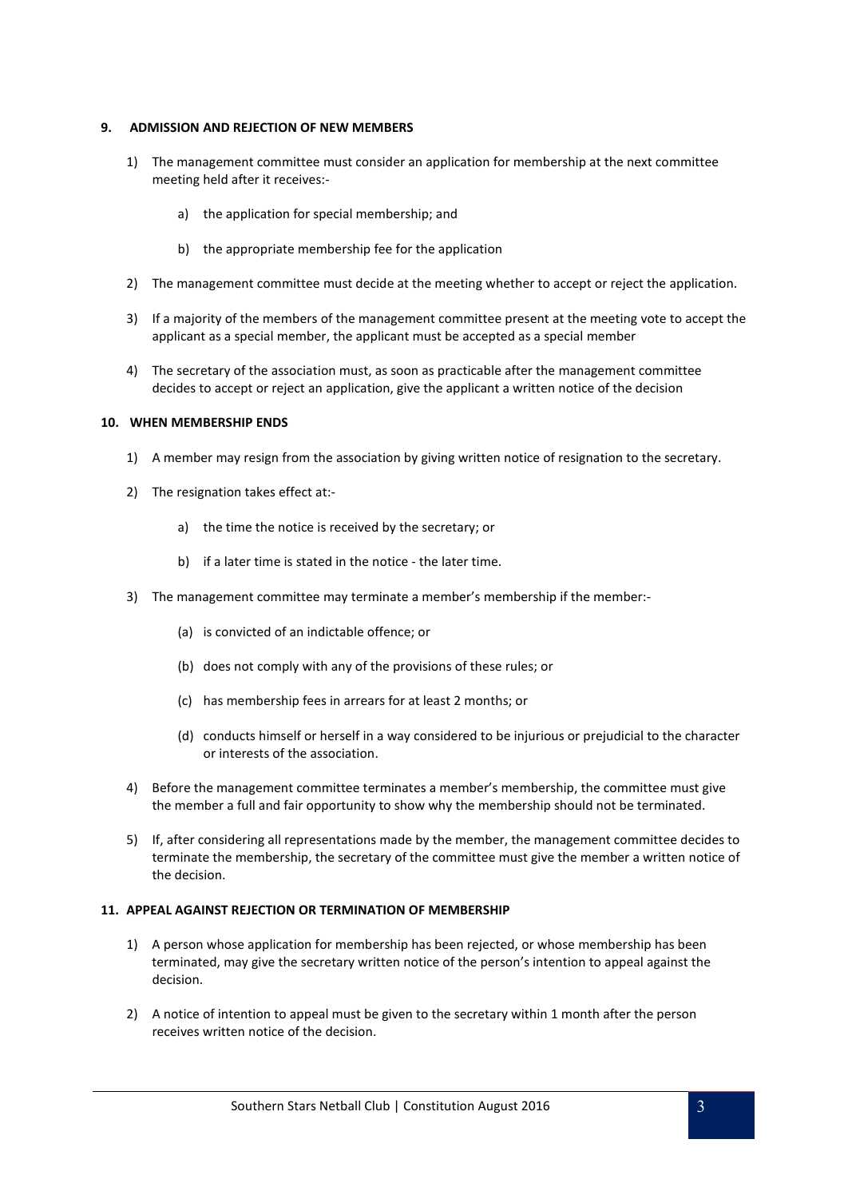## 9. ADMISSION AND REJECTION OF NEW MEMBERS

1) The management committee must consider an application for membership at the next committee meeting held after it receives:-

    a) the application for special membership; and

    b) the appropriate membership fee for the application

2) The management committee must decide at the meeting whether to accept or reject the application.

3) If a majority of the members of the management committee present at the meeting vote to accept the applicant as a special member, the applicant must be accepted as a special member

4) The secretary of the association must, as soon as practicable after the management committee decides to accept or reject an application, give the applicant a written notice of the decision

## 10. WHEN MEMBERSHIP ENDS

1) A member may resign from the association by giving written notice of resignation to the secretary.

2) The resignation takes effect at:-

    a) the time the notice is received by the secretary; or

    b) if a later time is stated in the notice - the later time.

3) The management committee may terminate a member's membership if the member:-

    (a) is convicted of an indictable offence; or

    (b) does not comply with any of the provisions of these rules; or

    (c) has membership fees in arrears for at least 2 months; or

    (d) conducts himself or herself in a way considered to be injurious or prejudicial to the character or interests of the association.

4) Before the management committee terminates a member's membership, the committee must give the member a full and fair opportunity to show why the membership should not be terminated.

5) If, after considering all representations made by the member, the management committee decides to terminate the membership, the secretary of the committee must give the member a written notice of the decision.

## 11. APPEAL AGAINST REJECTION OR TERMINATION OF MEMBERSHIP

1) A person whose application for membership has been rejected, or whose membership has been terminated, may give the secretary written notice of the person's intention to appeal against the decision.

2) A notice of intention to appeal must be given to the secretary within 1 month after the person receives written notice of the decision.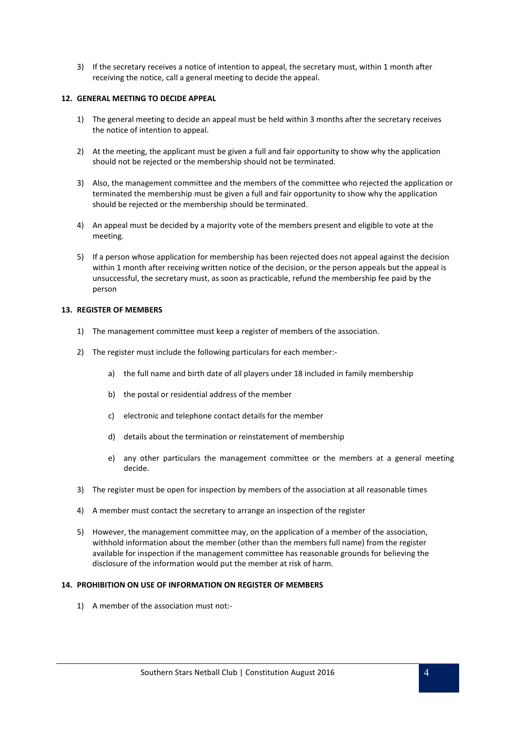3) If the secretary receives a notice of intention to appeal, the secretary must, within 1 month after receiving the notice, call a general meeting to decide the appeal.

**12. GENERAL MEETING TO DECIDE APPEAL**

1) The general meeting to decide an appeal must be held within 3 months after the secretary receives the notice of intention to appeal.

2) At the meeting, the applicant must be given a full and fair opportunity to show why the application should not be rejected or the membership should not be terminated.

3) Also, the management committee and the members of the committee who rejected the application or terminated the membership must be given a full and fair opportunity to show why the application should be rejected or the membership should be terminated.

4) An appeal must be decided by a majority vote of the members present and eligible to vote at the meeting.

5) If a person whose application for membership has been rejected does not appeal against the decision within 1 month after receiving written notice of the decision, or the person appeals but the appeal is unsuccessful, the secretary must, as soon as practicable, refund the membership fee paid by the person

**13. REGISTER OF MEMBERS**

1) The management committee must keep a register of members of the association.

2) The register must include the following particulars for each member:-

    a) the full name and birth date of all players under 18 included in family membership

    b) the postal or residential address of the member

    c) electronic and telephone contact details for the member

    d) details about the termination or reinstatement of membership

    e) any other particulars the management committee or the members at a general meeting decide.

3) The register must be open for inspection by members of the association at all reasonable times

4) A member must contact the secretary to arrange an inspection of the register

5) However, the management committee may, on the application of a member of the association, withhold information about the member (other than the members full name) from the register available for inspection if the management committee has reasonable grounds for believing the disclosure of the information would put the member at risk of harm.

**14. PROHIBITION ON USE OF INFORMATION ON REGISTER OF MEMBERS**

1) A member of the association must not:-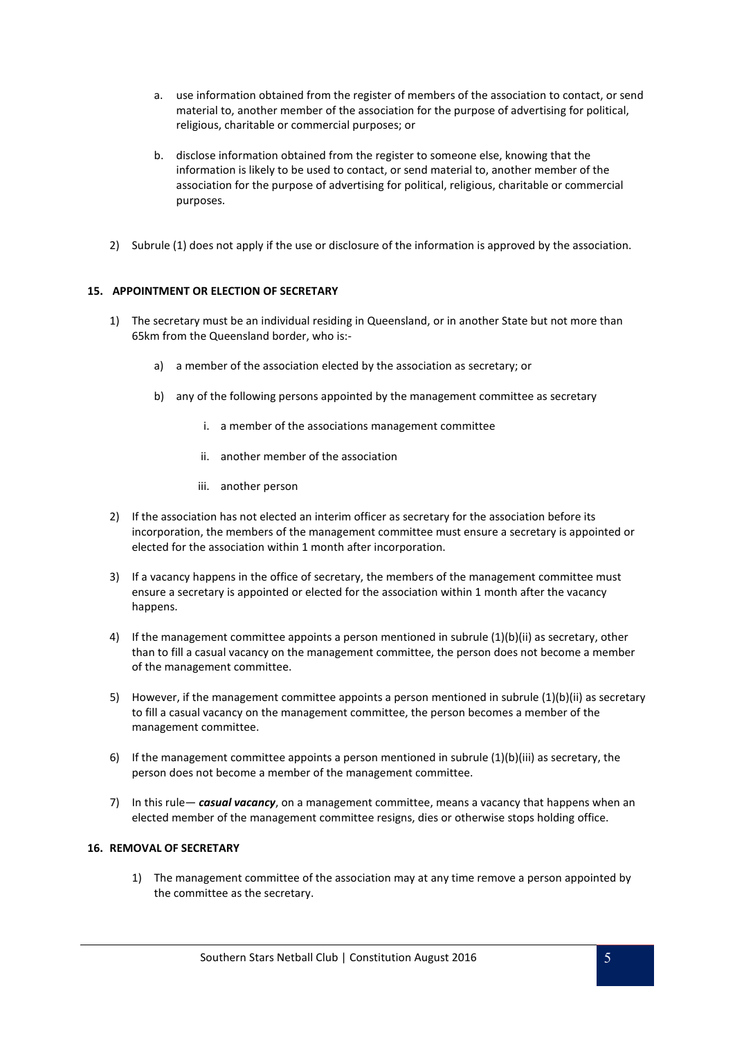a. use information obtained from the register of members of the association to contact, or send material to, another member of the association for the purpose of advertising for political, religious, charitable or commercial purposes; or

b. disclose information obtained from the register to someone else, knowing that the information is likely to be used to contact, or send material to, another member of the association for the purpose of advertising for political, religious, charitable or commercial purposes.

2) Subrule (1) does not apply if the use or disclosure of the information is approved by the association.

### 15. APPOINTMENT OR ELECTION OF SECRETARY

1) The secretary must be an individual residing in Queensland, or in another State but not more than 65km from the Queensland border, who is:-

   a) a member of the association elected by the association as secretary; or

   b) any of the following persons appointed by the management committee as secretary

      i. a member of the associations management committee

      ii. another member of the association

      iii. another person

2) If the association has not elected an interim officer as secretary for the association before its incorporation, the members of the management committee must ensure a secretary is appointed or elected for the association within 1 month after incorporation.

3) If a vacancy happens in the office of secretary, the members of the management committee must ensure a secretary is appointed or elected for the association within 1 month after the vacancy happens.

4) If the management committee appoints a person mentioned in subrule (1)(b)(ii) as secretary, other than to fill a casual vacancy on the management committee, the person does not become a member of the management committee.

5) However, if the management committee appoints a person mentioned in subrule (1)(b)(ii) as secretary to fill a casual vacancy on the management committee, the person becomes a member of the management committee.

6) If the management committee appoints a person mentioned in subrule (1)(b)(iii) as secretary, the person does not become a member of the management committee.

7) In this rule— ***casual vacancy***, on a management committee, means a vacancy that happens when an elected member of the management committee resigns, dies or otherwise stops holding office.

### 16. REMOVAL OF SECRETARY

1) The management committee of the association may at any time remove a person appointed by the committee as the secretary.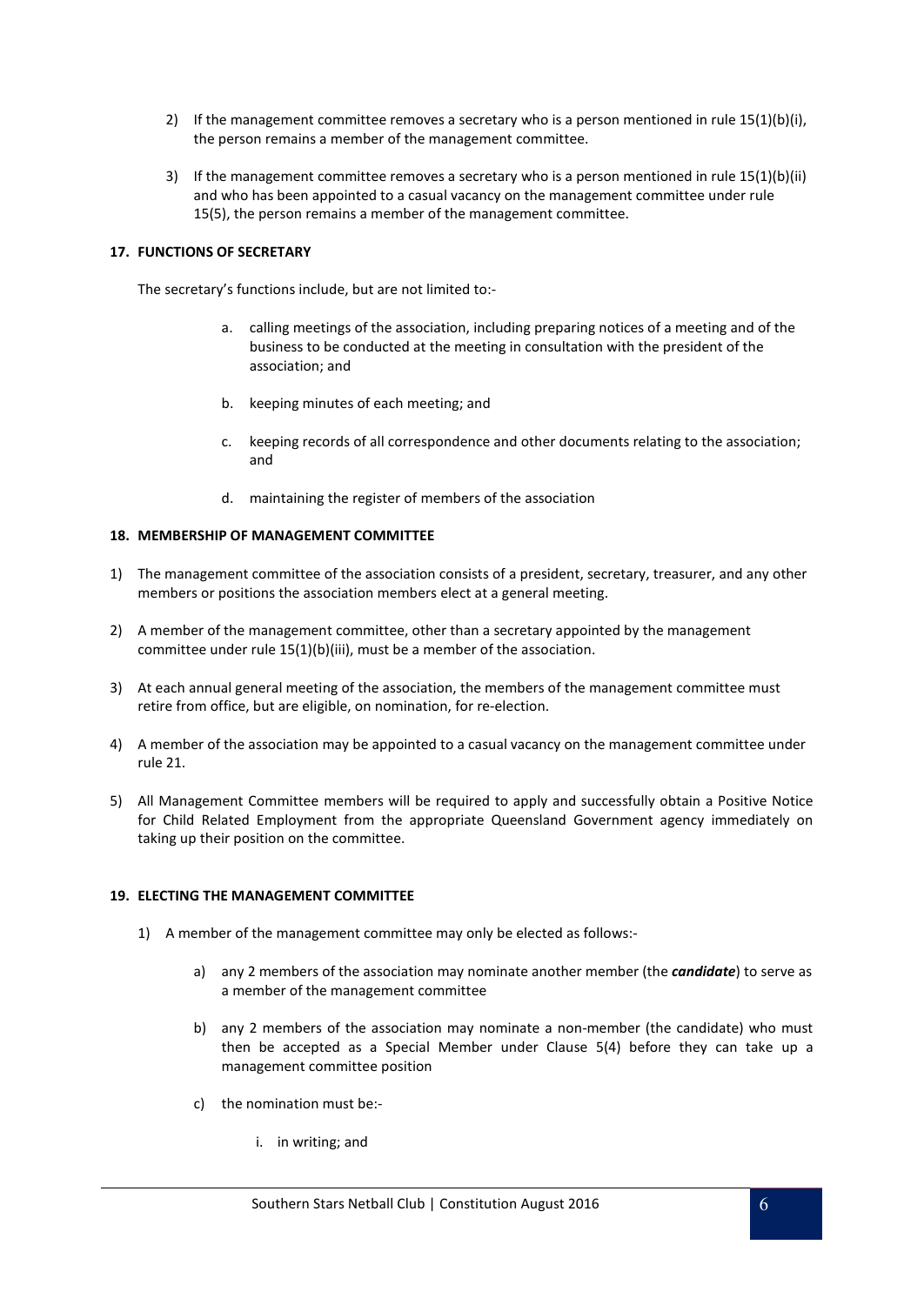2) If the management committee removes a secretary who is a person mentioned in rule 15(1)(b)(i), the person remains a member of the management committee.

3) If the management committee removes a secretary who is a person mentioned in rule 15(1)(b)(ii) and who has been appointed to a casual vacancy on the management committee under rule 15(5), the person remains a member of the management committee.

**17. FUNCTIONS OF SECRETARY**

The secretary's functions include, but are not limited to:-

a. calling meetings of the association, including preparing notices of a meeting and of the business to be conducted at the meeting in consultation with the president of the association; and

b. keeping minutes of each meeting; and

c. keeping records of all correspondence and other documents relating to the association; and

d. maintaining the register of members of the association

**18. MEMBERSHIP OF MANAGEMENT COMMITTEE**

1) The management committee of the association consists of a president, secretary, treasurer, and any other members or positions the association members elect at a general meeting.

2) A member of the management committee, other than a secretary appointed by the management committee under rule 15(1)(b)(iii), must be a member of the association.

3) At each annual general meeting of the association, the members of the management committee must retire from office, but are eligible, on nomination, for re-election.

4) A member of the association may be appointed to a casual vacancy on the management committee under rule 21.

5) All Management Committee members will be required to apply and successfully obtain a Positive Notice for Child Related Employment from the appropriate Queensland Government agency immediately on taking up their position on the committee.

**19. ELECTING THE MANAGEMENT COMMITTEE**

1) A member of the management committee may only be elected as follows:-

a) any 2 members of the association may nominate another member (the ***candidate***) to serve as a member of the management committee

b) any 2 members of the association may nominate a non-member (the candidate) who must then be accepted as a Special Member under Clause 5(4) before they can take up a management committee position

c) the nomination must be:-

i. in writing; and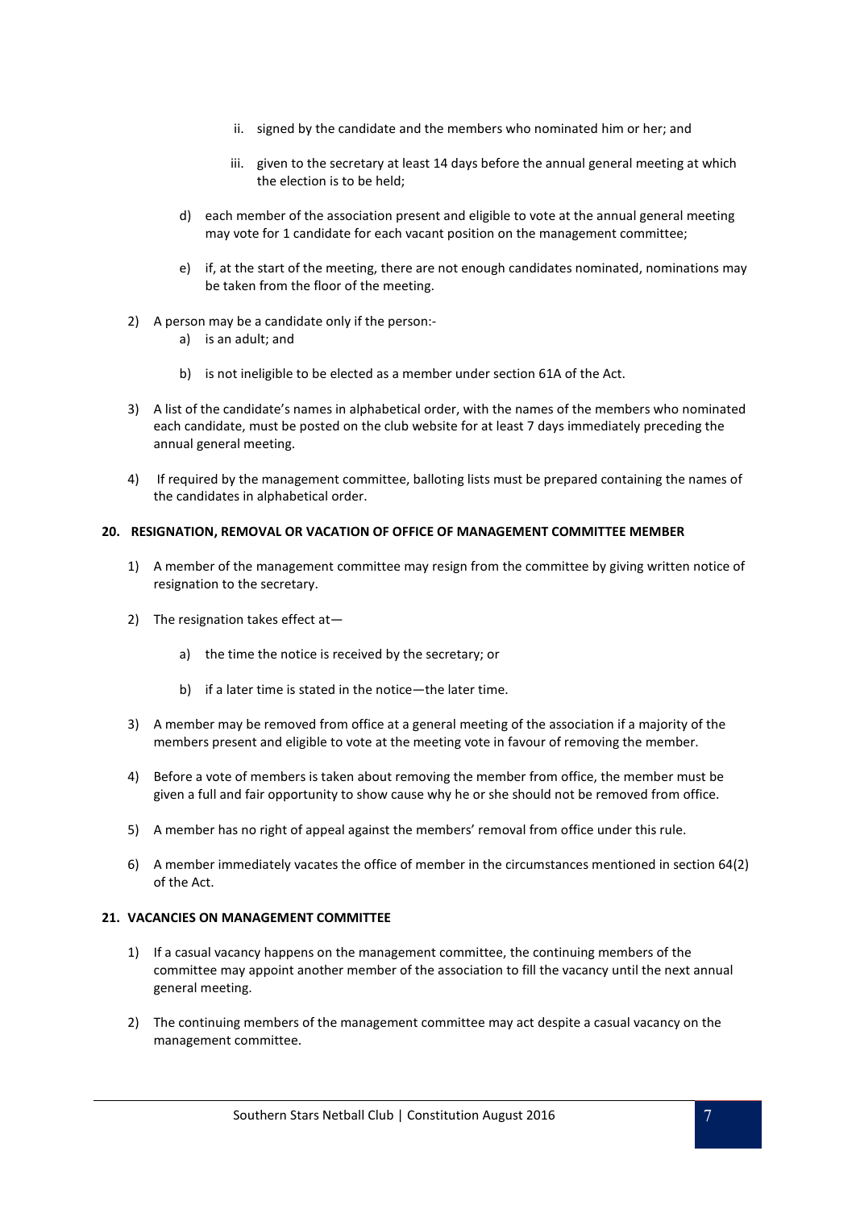ii. signed by the candidate and the members who nominated him or her; and

   iii. given to the secretary at least 14 days before the annual general meeting at which the election is to be held;

d) each member of the association present and eligible to vote at the annual general meeting may vote for 1 candidate for each vacant position on the management committee;

e) if, at the start of the meeting, there are not enough candidates nominated, nominations may be taken from the floor of the meeting.

2) A person may be a candidate only if the person:-
   a) is an adult; and

   b) is not ineligible to be elected as a member under section 61A of the Act.

3) A list of the candidate's names in alphabetical order, with the names of the members who nominated each candidate, must be posted on the club website for at least 7 days immediately preceding the annual general meeting.

4) If required by the management committee, balloting lists must be prepared containing the names of the candidates in alphabetical order.

**20. RESIGNATION, REMOVAL OR VACATION OF OFFICE OF MANAGEMENT COMMITTEE MEMBER**

1) A member of the management committee may resign from the committee by giving written notice of resignation to the secretary.

2) The resignation takes effect at—

   a) the time the notice is received by the secretary; or

   b) if a later time is stated in the notice—the later time.

3) A member may be removed from office at a general meeting of the association if a majority of the members present and eligible to vote at the meeting vote in favour of removing the member.

4) Before a vote of members is taken about removing the member from office, the member must be given a full and fair opportunity to show cause why he or she should not be removed from office.

5) A member has no right of appeal against the members' removal from office under this rule.

6) A member immediately vacates the office of member in the circumstances mentioned in section 64(2) of the Act.

**21. VACANCIES ON MANAGEMENT COMMITTEE**

1) If a casual vacancy happens on the management committee, the continuing members of the committee may appoint another member of the association to fill the vacancy until the next annual general meeting.

2) The continuing members of the management committee may act despite a casual vacancy on the management committee.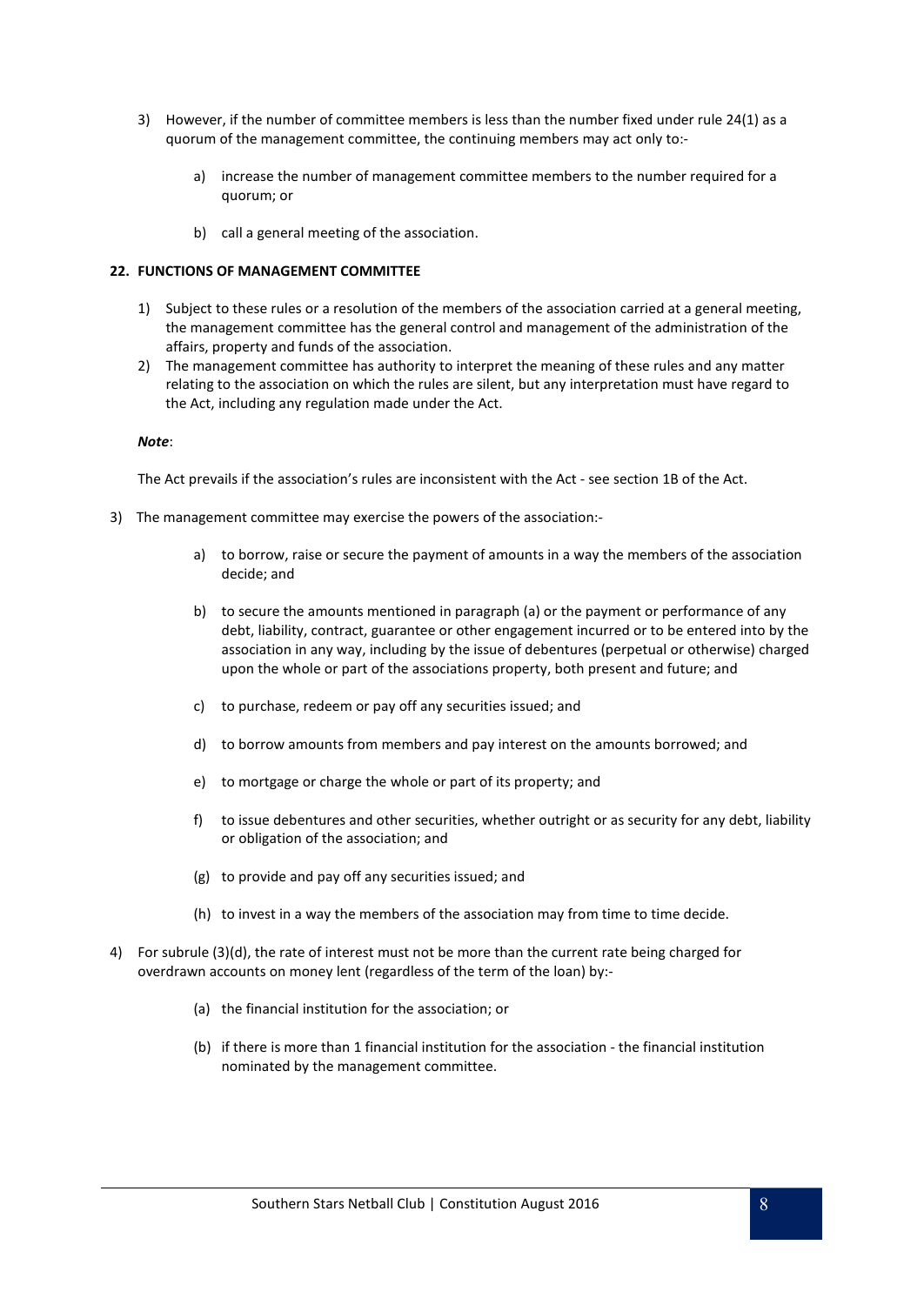3) However, if the number of committee members is less than the number fixed under rule 24(1) as a quorum of the management committee, the continuing members may act only to:-

   a) increase the number of management committee members to the number required for a quorum; or

   b) call a general meeting of the association.

**22. FUNCTIONS OF MANAGEMENT COMMITTEE**

1) Subject to these rules or a resolution of the members of the association carried at a general meeting, the management committee has the general control and management of the administration of the affairs, property and funds of the association.
2) The management committee has authority to interpret the meaning of these rules and any matter relating to the association on which the rules are silent, but any interpretation must have regard to the Act, including any regulation made under the Act.

***Note***:

The Act prevails if the association's rules are inconsistent with the Act - see section 1B of the Act.

3) The management committee may exercise the powers of the association:-

   a) to borrow, raise or secure the payment of amounts in a way the members of the association decide; and

   b) to secure the amounts mentioned in paragraph (a) or the payment or performance of any debt, liability, contract, guarantee or other engagement incurred or to be entered into by the association in any way, including by the issue of debentures (perpetual or otherwise) charged upon the whole or part of the associations property, both present and future; and

   c) to purchase, redeem or pay off any securities issued; and

   d) to borrow amounts from members and pay interest on the amounts borrowed; and

   e) to mortgage or charge the whole or part of its property; and

   f) to issue debentures and other securities, whether outright or as security for any debt, liability or obligation of the association; and

   (g) to provide and pay off any securities issued; and

   (h) to invest in a way the members of the association may from time to time decide.

4) For subrule (3)(d), the rate of interest must not be more than the current rate being charged for overdrawn accounts on money lent (regardless of the term of the loan) by:-

   (a) the financial institution for the association; or

   (b) if there is more than 1 financial institution for the association - the financial institution nominated by the management committee.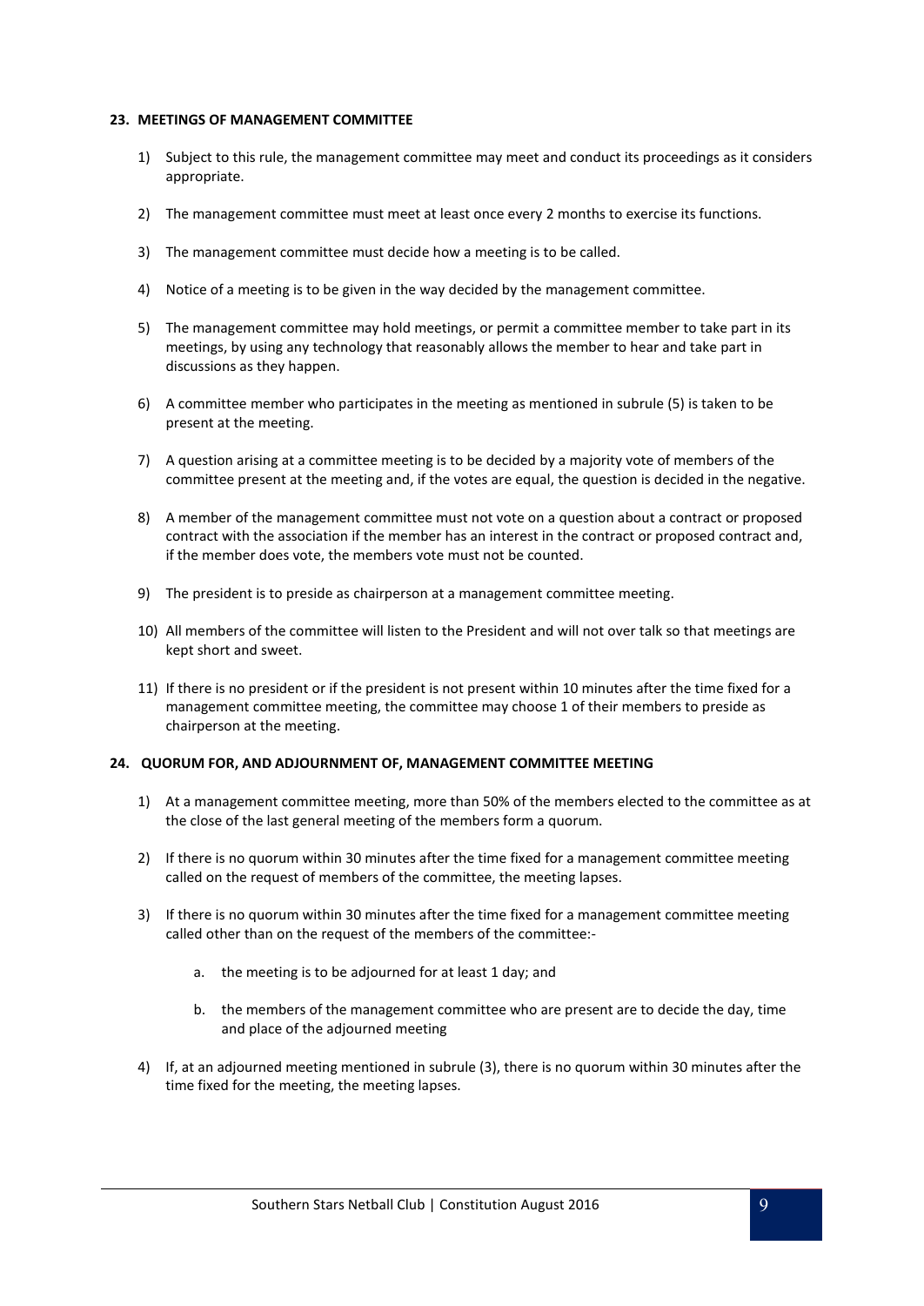## 23. MEETINGS OF MANAGEMENT COMMITTEE

1) Subject to this rule, the management committee may meet and conduct its proceedings as it considers appropriate.

2) The management committee must meet at least once every 2 months to exercise its functions.

3) The management committee must decide how a meeting is to be called.

4) Notice of a meeting is to be given in the way decided by the management committee.

5) The management committee may hold meetings, or permit a committee member to take part in its meetings, by using any technology that reasonably allows the member to hear and take part in discussions as they happen.

6) A committee member who participates in the meeting as mentioned in subrule (5) is taken to be present at the meeting.

7) A question arising at a committee meeting is to be decided by a majority vote of members of the committee present at the meeting and, if the votes are equal, the question is decided in the negative.

8) A member of the management committee must not vote on a question about a contract or proposed contract with the association if the member has an interest in the contract or proposed contract and, if the member does vote, the members vote must not be counted.

9) The president is to preside as chairperson at a management committee meeting.

10) All members of the committee will listen to the President and will not over talk so that meetings are kept short and sweet.

11) If there is no president or if the president is not present within 10 minutes after the time fixed for a management committee meeting, the committee may choose 1 of their members to preside as chairperson at the meeting.

## 24. QUORUM FOR, AND ADJOURNMENT OF, MANAGEMENT COMMITTEE MEETING

1) At a management committee meeting, more than 50% of the members elected to the committee as at the close of the last general meeting of the members form a quorum.

2) If there is no quorum within 30 minutes after the time fixed for a management committee meeting called on the request of members of the committee, the meeting lapses.

3) If there is no quorum within 30 minutes after the time fixed for a management committee meeting called other than on the request of the members of the committee:-

   a. the meeting is to be adjourned for at least 1 day; and

   b. the members of the management committee who are present are to decide the day, time and place of the adjourned meeting

4) If, at an adjourned meeting mentioned in subrule (3), there is no quorum within 30 minutes after the time fixed for the meeting, the meeting lapses.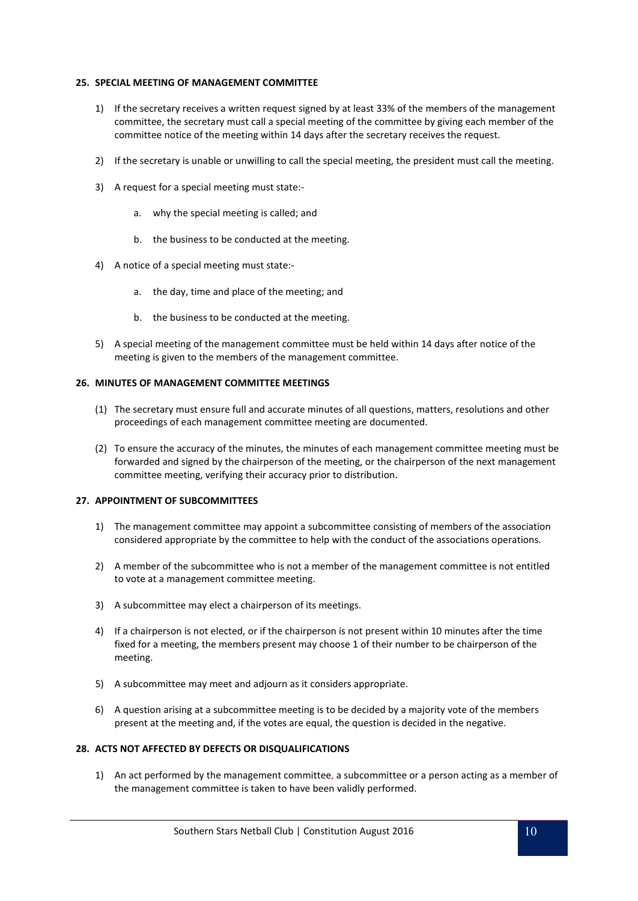**25. SPECIAL MEETING OF MANAGEMENT COMMITTEE**

1) If the secretary receives a written request signed by at least 33% of the members of the management committee, the secretary must call a special meeting of the committee by giving each member of the committee notice of the meeting within 14 days after the secretary receives the request.

2) If the secretary is unable or unwilling to call the special meeting, the president must call the meeting.

3) A request for a special meeting must state:-

    a. why the special meeting is called; and

    b. the business to be conducted at the meeting.

4) A notice of a special meeting must state:-

    a. the day, time and place of the meeting; and

    b. the business to be conducted at the meeting.

5) A special meeting of the management committee must be held within 14 days after notice of the meeting is given to the members of the management committee.

**26. MINUTES OF MANAGEMENT COMMITTEE MEETINGS**

(1) The secretary must ensure full and accurate minutes of all questions, matters, resolutions and other proceedings of each management committee meeting are documented.

(2) To ensure the accuracy of the minutes, the minutes of each management committee meeting must be forwarded and signed by the chairperson of the meeting, or the chairperson of the next management committee meeting, verifying their accuracy prior to distribution.

**27. APPOINTMENT OF SUBCOMMITTEES**

1) The management committee may appoint a subcommittee consisting of members of the association considered appropriate by the committee to help with the conduct of the associations operations.

2) A member of the subcommittee who is not a member of the management committee is not entitled to vote at a management committee meeting.

3) A subcommittee may elect a chairperson of its meetings.

4) If a chairperson is not elected, or if the chairperson is not present within 10 minutes after the time fixed for a meeting, the members present may choose 1 of their number to be chairperson of the meeting.

5) A subcommittee may meet and adjourn as it considers appropriate.

6) A question arising at a subcommittee meeting is to be decided by a majority vote of the members present at the meeting and, if the votes are equal, the question is decided in the negative.

**28. ACTS NOT AFFECTED BY DEFECTS OR DISQUALIFICATIONS**

1) An act performed by the management committee, a subcommittee or a person acting as a member of the management committee is taken to have been validly performed.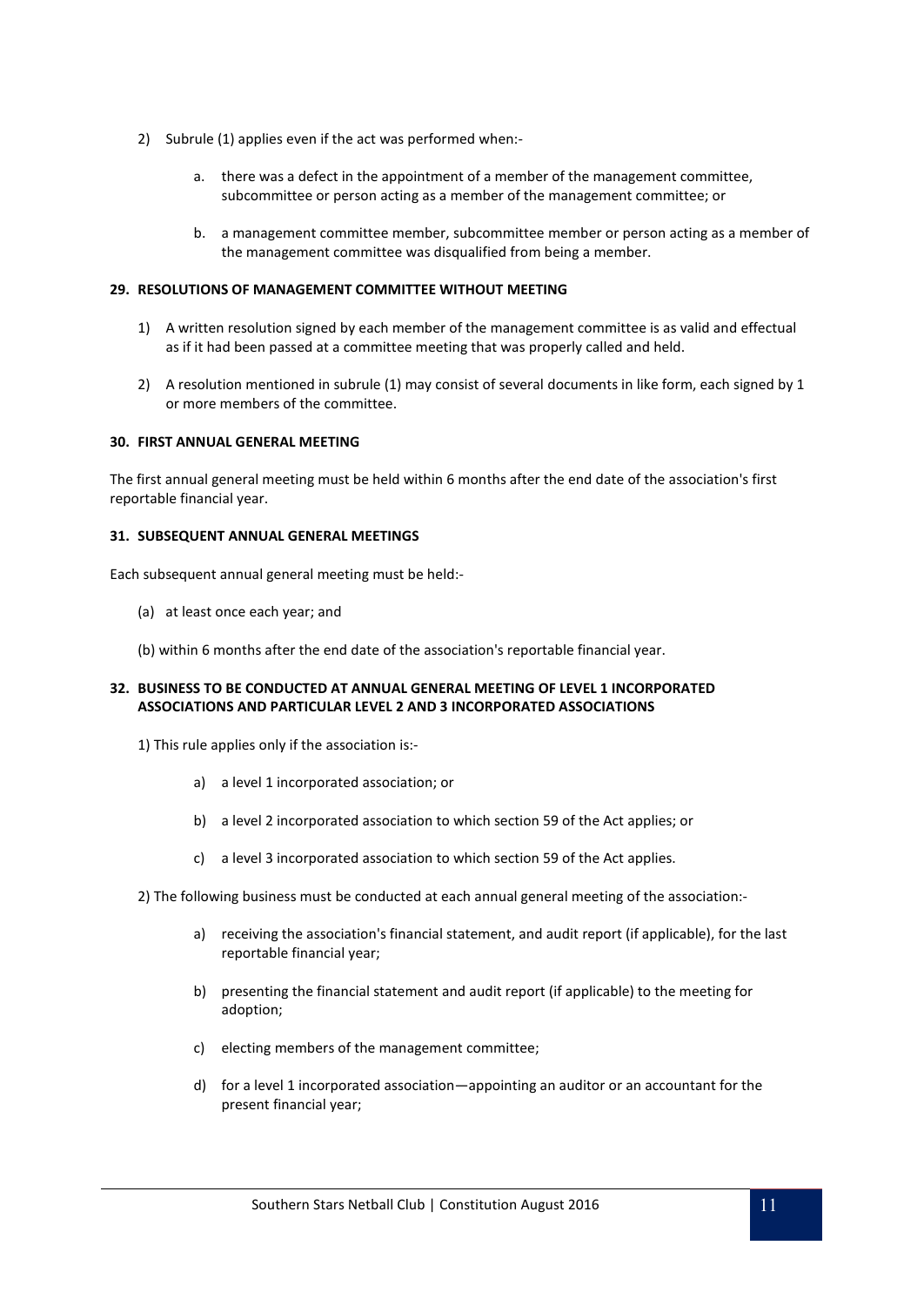2) Subrule (1) applies even if the act was performed when:-

   a. there was a defect in the appointment of a member of the management committee, subcommittee or person acting as a member of the management committee; or

   b. a management committee member, subcommittee member or person acting as a member of the management committee was disqualified from being a member.

**29. RESOLUTIONS OF MANAGEMENT COMMITTEE WITHOUT MEETING**

1) A written resolution signed by each member of the management committee is as valid and effectual as if it had been passed at a committee meeting that was properly called and held.

2) A resolution mentioned in subrule (1) may consist of several documents in like form, each signed by 1 or more members of the committee.

**30. FIRST ANNUAL GENERAL MEETING**

The first annual general meeting must be held within 6 months after the end date of the association's first reportable financial year.

**31. SUBSEQUENT ANNUAL GENERAL MEETINGS**

Each subsequent annual general meeting must be held:-

(a) at least once each year; and

(b) within 6 months after the end date of the association's reportable financial year.

**32. BUSINESS TO BE CONDUCTED AT ANNUAL GENERAL MEETING OF LEVEL 1 INCORPORATED ASSOCIATIONS AND PARTICULAR LEVEL 2 AND 3 INCORPORATED ASSOCIATIONS**

1) This rule applies only if the association is:-

   a) a level 1 incorporated association; or

   b) a level 2 incorporated association to which section 59 of the Act applies; or

   c) a level 3 incorporated association to which section 59 of the Act applies.

2) The following business must be conducted at each annual general meeting of the association:-

   a) receiving the association's financial statement, and audit report (if applicable), for the last reportable financial year;

   b) presenting the financial statement and audit report (if applicable) to the meeting for adoption;

   c) electing members of the management committee;

   d) for a level 1 incorporated association—appointing an auditor or an accountant for the present financial year;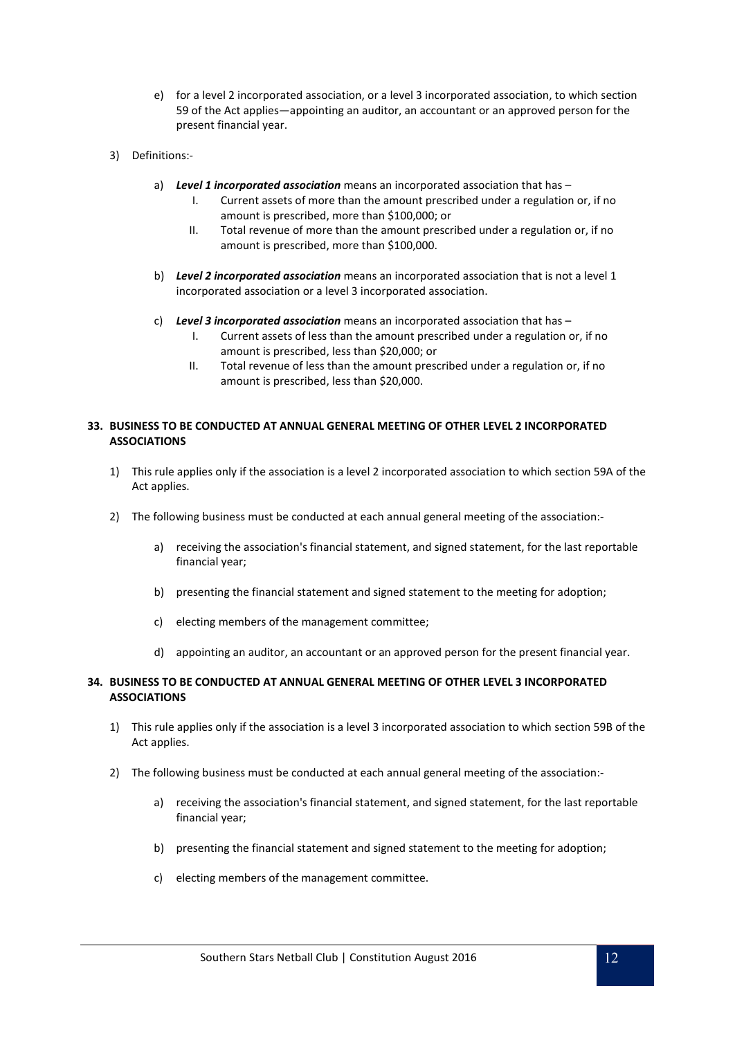e) for a level 2 incorporated association, or a level 3 incorporated association, to which section 59 of the Act applies—appointing an auditor, an accountant or an approved person for the present financial year.

3) Definitions:-

   a) ***Level 1 incorporated association*** means an incorporated association that has –
      I. Current assets of more than the amount prescribed under a regulation or, if no amount is prescribed, more than $100,000; or
      II. Total revenue of more than the amount prescribed under a regulation or, if no amount is prescribed, more than $100,000.

   b) ***Level 2 incorporated association*** means an incorporated association that is not a level 1 incorporated association or a level 3 incorporated association.

   c) ***Level 3 incorporated association*** means an incorporated association that has –
      I. Current assets of less than the amount prescribed under a regulation or, if no amount is prescribed, less than $20,000; or
      II. Total revenue of less than the amount prescribed under a regulation or, if no amount is prescribed, less than $20,000.

**33. BUSINESS TO BE CONDUCTED AT ANNUAL GENERAL MEETING OF OTHER LEVEL 2 INCORPORATED ASSOCIATIONS**

1) This rule applies only if the association is a level 2 incorporated association to which section 59A of the Act applies.

2) The following business must be conducted at each annual general meeting of the association:-

   a) receiving the association's financial statement, and signed statement, for the last reportable financial year;

   b) presenting the financial statement and signed statement to the meeting for adoption;

   c) electing members of the management committee;

   d) appointing an auditor, an accountant or an approved person for the present financial year.

**34. BUSINESS TO BE CONDUCTED AT ANNUAL GENERAL MEETING OF OTHER LEVEL 3 INCORPORATED ASSOCIATIONS**

1) This rule applies only if the association is a level 3 incorporated association to which section 59B of the Act applies.

2) The following business must be conducted at each annual general meeting of the association:-

   a) receiving the association's financial statement, and signed statement, for the last reportable financial year;

   b) presenting the financial statement and signed statement to the meeting for adoption;

   c) electing members of the management committee.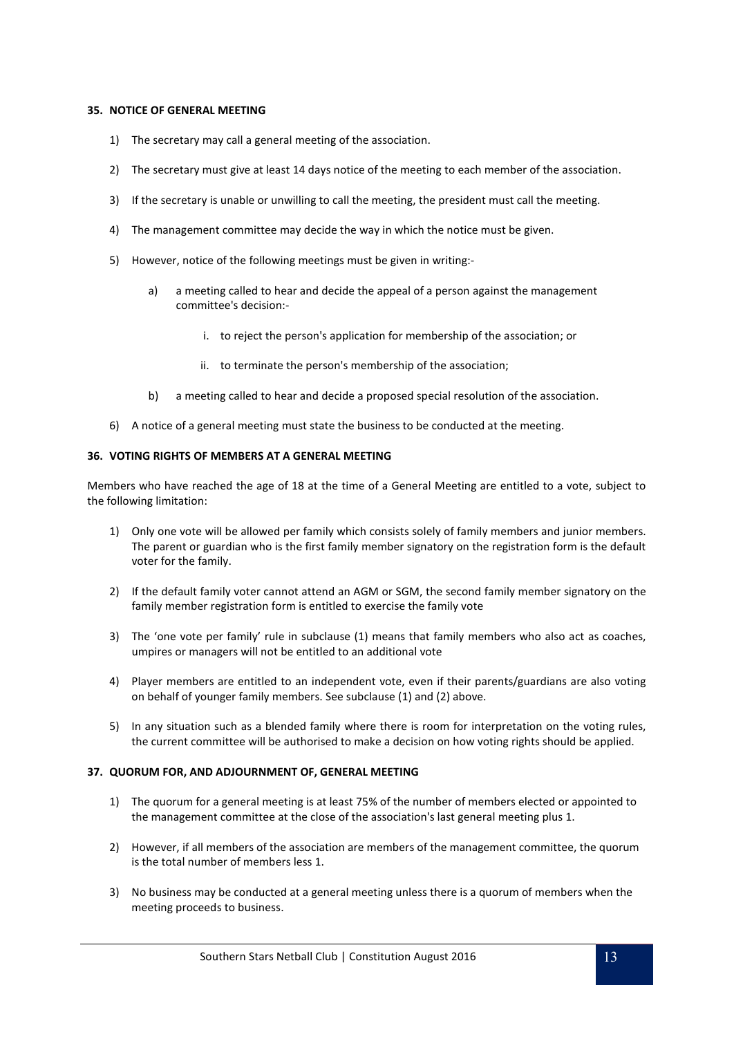## 35. NOTICE OF GENERAL MEETING

1) The secretary may call a general meeting of the association.

2) The secretary must give at least 14 days notice of the meeting to each member of the association.

3) If the secretary is unable or unwilling to call the meeting, the president must call the meeting.

4) The management committee may decide the way in which the notice must be given.

5) However, notice of the following meetings must be given in writing:-

    a) a meeting called to hear and decide the appeal of a person against the management committee's decision:-

        i. to reject the person's application for membership of the association; or

        ii. to terminate the person's membership of the association;

    b) a meeting called to hear and decide a proposed special resolution of the association.

6) A notice of a general meeting must state the business to be conducted at the meeting.

## 36. VOTING RIGHTS OF MEMBERS AT A GENERAL MEETING

Members who have reached the age of 18 at the time of a General Meeting are entitled to a vote, subject to the following limitation:

1) Only one vote will be allowed per family which consists solely of family members and junior members. The parent or guardian who is the first family member signatory on the registration form is the default voter for the family.

2) If the default family voter cannot attend an AGM or SGM, the second family member signatory on the family member registration form is entitled to exercise the family vote

3) The 'one vote per family' rule in subclause (1) means that family members who also act as coaches, umpires or managers will not be entitled to an additional vote

4) Player members are entitled to an independent vote, even if their parents/guardians are also voting on behalf of younger family members. See subclause (1) and (2) above.

5) In any situation such as a blended family where there is room for interpretation on the voting rules, the current committee will be authorised to make a decision on how voting rights should be applied.

## 37. QUORUM FOR, AND ADJOURNMENT OF, GENERAL MEETING

1) The quorum for a general meeting is at least 75% of the number of members elected or appointed to the management committee at the close of the association's last general meeting plus 1.

2) However, if all members of the association are members of the management committee, the quorum is the total number of members less 1.

3) No business may be conducted at a general meeting unless there is a quorum of members when the meeting proceeds to business.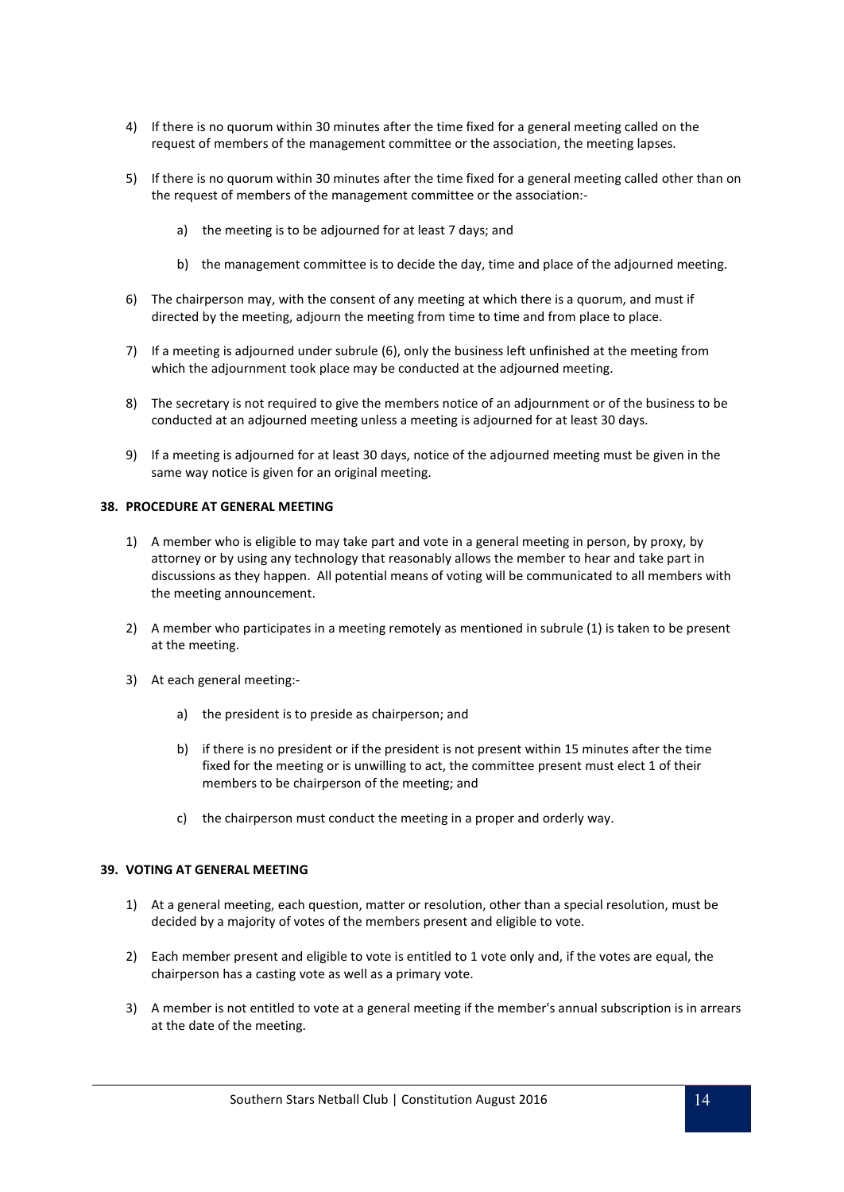4) If there is no quorum within 30 minutes after the time fixed for a general meeting called on the request of members of the management committee or the association, the meeting lapses.

5) If there is no quorum within 30 minutes after the time fixed for a general meeting called other than on the request of members of the management committee or the association:-

    a) the meeting is to be adjourned for at least 7 days; and

    b) the management committee is to decide the day, time and place of the adjourned meeting.

6) The chairperson may, with the consent of any meeting at which there is a quorum, and must if directed by the meeting, adjourn the meeting from time to time and from place to place.

7) If a meeting is adjourned under subrule (6), only the business left unfinished at the meeting from which the adjournment took place may be conducted at the adjourned meeting.

8) The secretary is not required to give the members notice of an adjournment or of the business to be conducted at an adjourned meeting unless a meeting is adjourned for at least 30 days.

9) If a meeting is adjourned for at least 30 days, notice of the adjourned meeting must be given in the same way notice is given for an original meeting.

### 38. PROCEDURE AT GENERAL MEETING

1) A member who is eligible to may take part and vote in a general meeting in person, by proxy, by attorney or by using any technology that reasonably allows the member to hear and take part in discussions as they happen. All potential means of voting will be communicated to all members with the meeting announcement.

2) A member who participates in a meeting remotely as mentioned in subrule (1) is taken to be present at the meeting.

3) At each general meeting:-

    a) the president is to preside as chairperson; and

    b) if there is no president or if the president is not present within 15 minutes after the time fixed for the meeting or is unwilling to act, the committee present must elect 1 of their members to be chairperson of the meeting; and

    c) the chairperson must conduct the meeting in a proper and orderly way.

### 39. VOTING AT GENERAL MEETING

1) At a general meeting, each question, matter or resolution, other than a special resolution, must be decided by a majority of votes of the members present and eligible to vote.

2) Each member present and eligible to vote is entitled to 1 vote only and, if the votes are equal, the chairperson has a casting vote as well as a primary vote.

3) A member is not entitled to vote at a general meeting if the member's annual subscription is in arrears at the date of the meeting.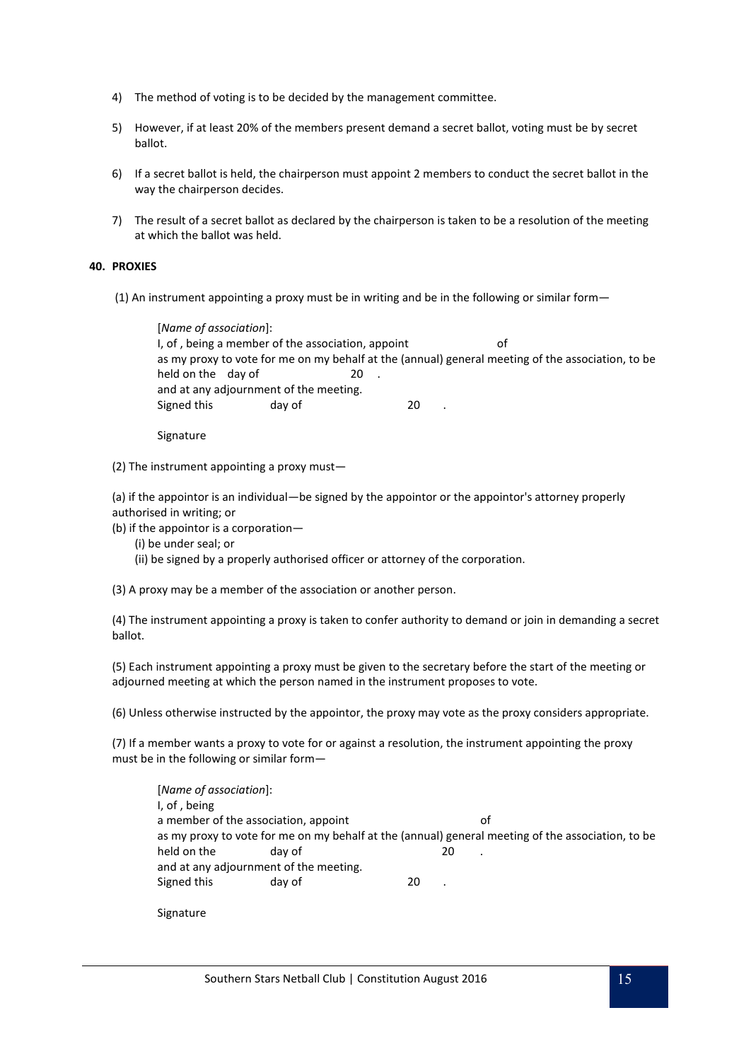4) The method of voting is to be decided by the management committee.

5) However, if at least 20% of the members present demand a secret ballot, voting must be by secret ballot.

6) If a secret ballot is held, the chairperson must appoint 2 members to conduct the secret ballot in the way the chairperson decides.

7) The result of a secret ballot as declared by the chairperson is taken to be a resolution of the meeting at which the ballot was held.

**40. PROXIES**

(1) An instrument appointing a proxy must be in writing and be in the following or similar form—

> [*Name of association*]:
> I, of , being a member of the association, appoint of
> as my proxy to vote for me on my behalf at the (annual) general meeting of the association, to be held on the day of 20 .
> and at any adjournment of the meeting.
> Signed this day of 20 .
>
> Signature

(2) The instrument appointing a proxy must—

(a) if the appointor is an individual—be signed by the appointor or the appointor's attorney properly authorised in writing; or

(b) if the appointor is a corporation—

(i) be under seal; or

(ii) be signed by a properly authorised officer or attorney of the corporation.

(3) A proxy may be a member of the association or another person.

(4) The instrument appointing a proxy is taken to confer authority to demand or join in demanding a secret ballot.

(5) Each instrument appointing a proxy must be given to the secretary before the start of the meeting or adjourned meeting at which the person named in the instrument proposes to vote.

(6) Unless otherwise instructed by the appointor, the proxy may vote as the proxy considers appropriate.

(7) If a member wants a proxy to vote for or against a resolution, the instrument appointing the proxy must be in the following or similar form—

> [*Name of association*]:
> I, of , being
> a member of the association, appoint of
> as my proxy to vote for me on my behalf at the (annual) general meeting of the association, to be held on the day of 20 .
> and at any adjournment of the meeting.
> Signed this day of 20 .
>
> Signature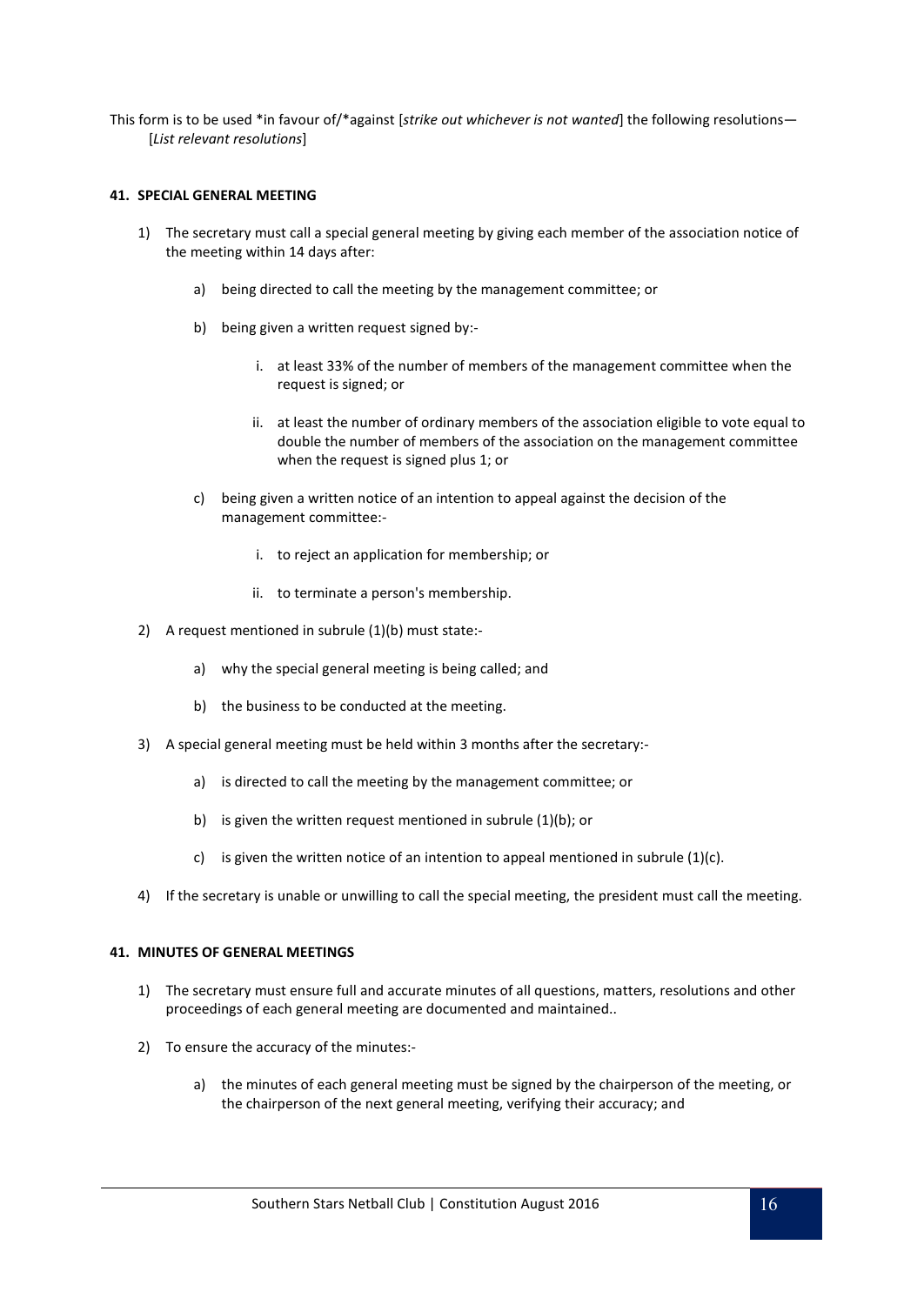This form is to be used *in favour of/*against [*strike out whichever is not wanted*] the following resolutions—
[*List relevant resolutions*]

#### 41. SPECIAL GENERAL MEETING

1) The secretary must call a special general meeting by giving each member of the association notice of the meeting within 14 days after:

    a) being directed to call the meeting by the management committee; or

    b) being given a written request signed by:-

        i. at least 33% of the number of members of the management committee when the request is signed; or

        ii. at least the number of ordinary members of the association eligible to vote equal to double the number of members of the association on the management committee when the request is signed plus 1; or

    c) being given a written notice of an intention to appeal against the decision of the management committee:-

        i. to reject an application for membership; or

        ii. to terminate a person's membership.

2) A request mentioned in subrule (1)(b) must state:-

    a) why the special general meeting is being called; and

    b) the business to be conducted at the meeting.

3) A special general meeting must be held within 3 months after the secretary:-

    a) is directed to call the meeting by the management committee; or

    b) is given the written request mentioned in subrule (1)(b); or

    c) is given the written notice of an intention to appeal mentioned in subrule (1)(c).

4) If the secretary is unable or unwilling to call the special meeting, the president must call the meeting.

#### 41. MINUTES OF GENERAL MEETINGS

1) The secretary must ensure full and accurate minutes of all questions, matters, resolutions and other proceedings of each general meeting are documented and maintained..

2) To ensure the accuracy of the minutes:-

    a) the minutes of each general meeting must be signed by the chairperson of the meeting, or the chairperson of the next general meeting, verifying their accuracy; and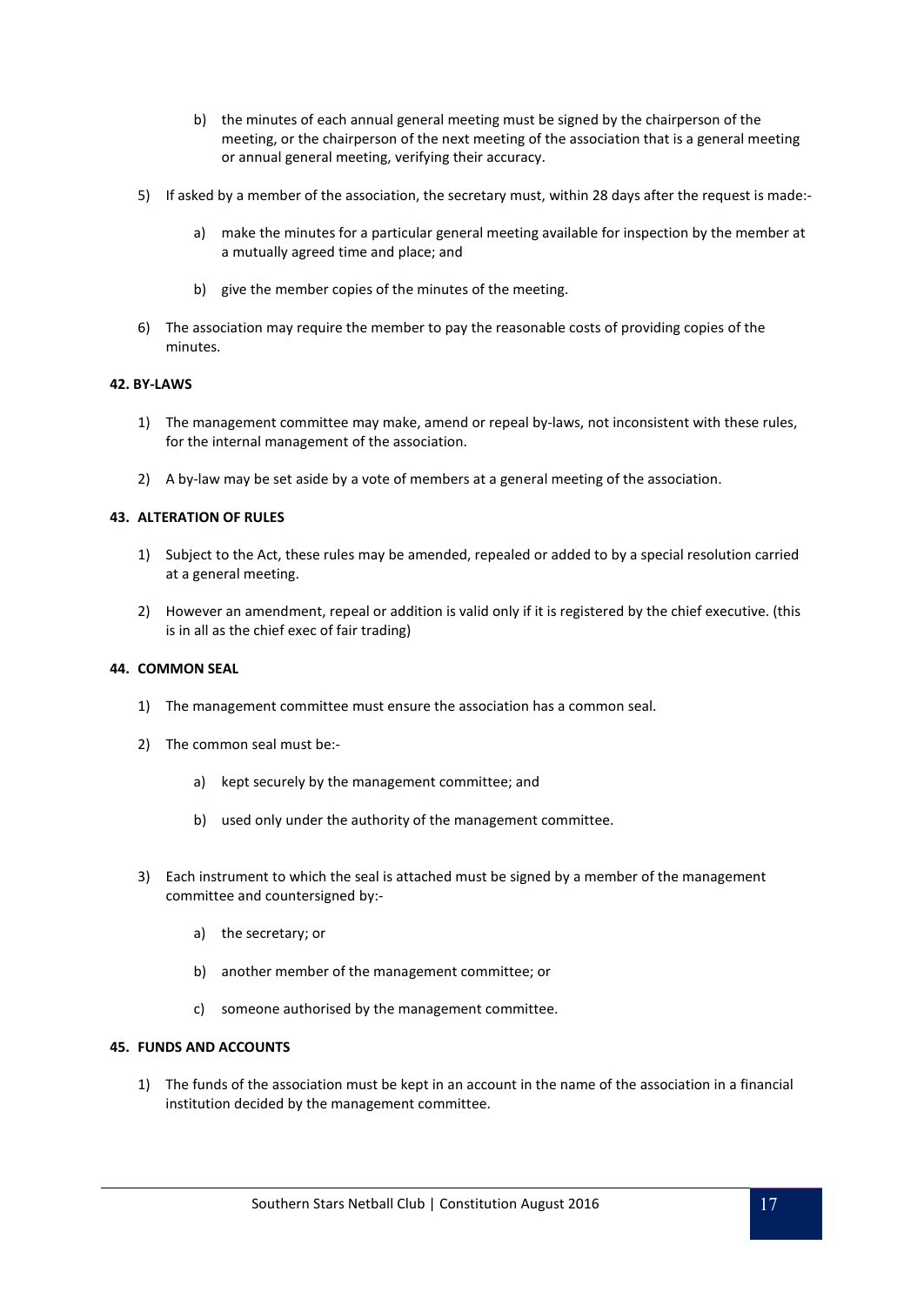b) the minutes of each annual general meeting must be signed by the chairperson of the meeting, or the chairperson of the next meeting of the association that is a general meeting or annual general meeting, verifying their accuracy.

5) If asked by a member of the association, the secretary must, within 28 days after the request is made:-

   a) make the minutes for a particular general meeting available for inspection by the member at a mutually agreed time and place; and

   b) give the member copies of the minutes of the meeting.

6) The association may require the member to pay the reasonable costs of providing copies of the minutes.

**42. BY-LAWS**

1) The management committee may make, amend or repeal by-laws, not inconsistent with these rules, for the internal management of the association.

2) A by-law may be set aside by a vote of members at a general meeting of the association.

**43. ALTERATION OF RULES**

1) Subject to the Act, these rules may be amended, repealed or added to by a special resolution carried at a general meeting.

2) However an amendment, repeal or addition is valid only if it is registered by the chief executive. (this is in all as the chief exec of fair trading)

**44. COMMON SEAL**

1) The management committee must ensure the association has a common seal.

2) The common seal must be:-

   a) kept securely by the management committee; and

   b) used only under the authority of the management committee.

3) Each instrument to which the seal is attached must be signed by a member of the management committee and countersigned by:-

   a) the secretary; or

   b) another member of the management committee; or

   c) someone authorised by the management committee.

**45. FUNDS AND ACCOUNTS**

1) The funds of the association must be kept in an account in the name of the association in a financial institution decided by the management committee.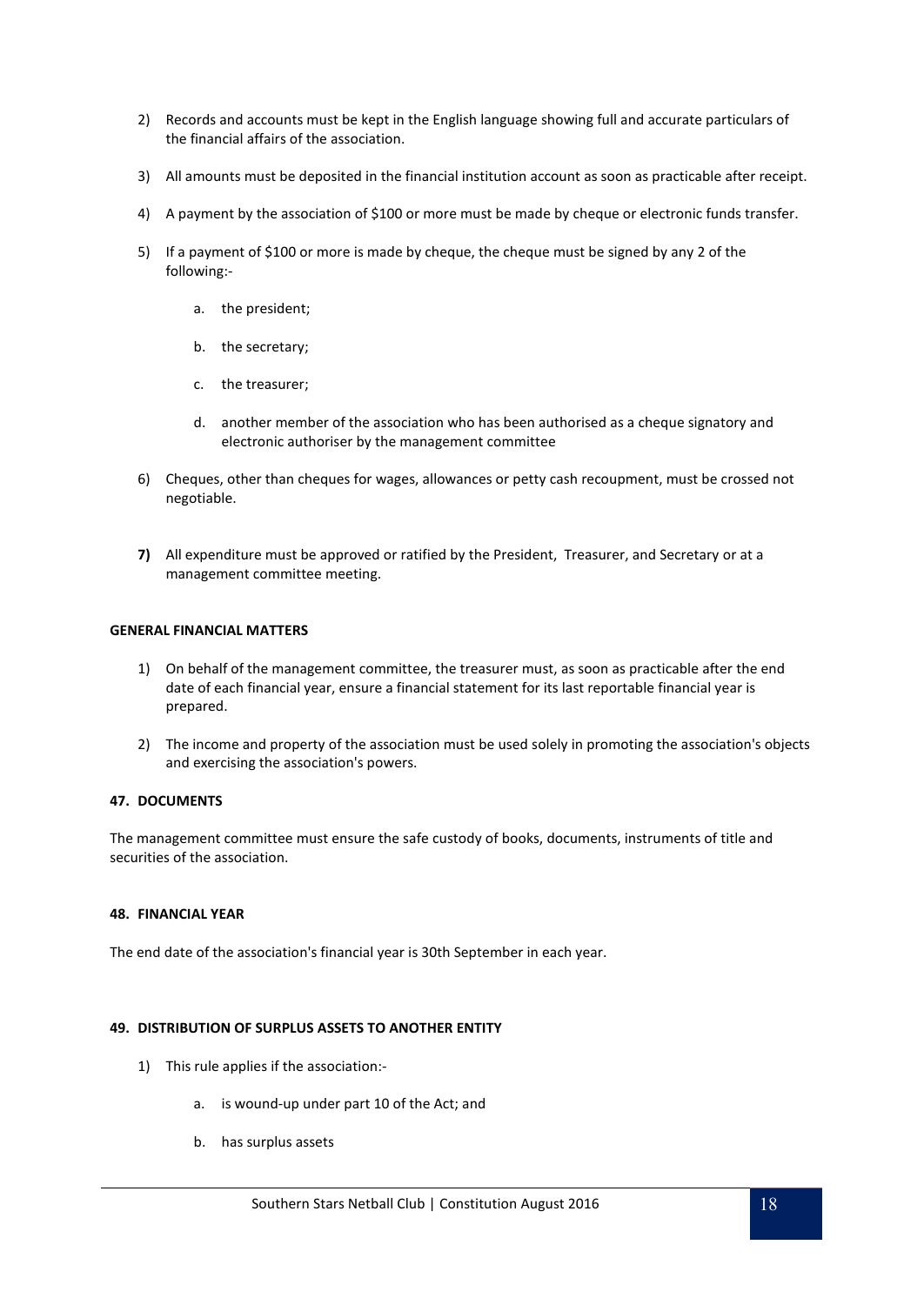2) Records and accounts must be kept in the English language showing full and accurate particulars of the financial affairs of the association.

3) All amounts must be deposited in the financial institution account as soon as practicable after receipt.

4) A payment by the association of $100 or more must be made by cheque or electronic funds transfer.

5) If a payment of $100 or more is made by cheque, the cheque must be signed by any 2 of the following:-

    a. the president;

    b. the secretary;

    c. the treasurer;

    d. another member of the association who has been authorised as a cheque signatory and electronic authoriser by the management committee

6) Cheques, other than cheques for wages, allowances or petty cash recoupment, must be crossed not negotiable.

**7)** All expenditure must be approved or ratified by the President, Treasurer, and Secretary or at a management committee meeting.

**GENERAL FINANCIAL MATTERS**

1) On behalf of the management committee, the treasurer must, as soon as practicable after the end date of each financial year, ensure a financial statement for its last reportable financial year is prepared.

2) The income and property of the association must be used solely in promoting the association's objects and exercising the association's powers.

**47. DOCUMENTS**

The management committee must ensure the safe custody of books, documents, instruments of title and securities of the association.

**48. FINANCIAL YEAR**

The end date of the association's financial year is 30th September in each year.

**49. DISTRIBUTION OF SURPLUS ASSETS TO ANOTHER ENTITY**

1) This rule applies if the association:-

    a. is wound-up under part 10 of the Act; and

    b. has surplus assets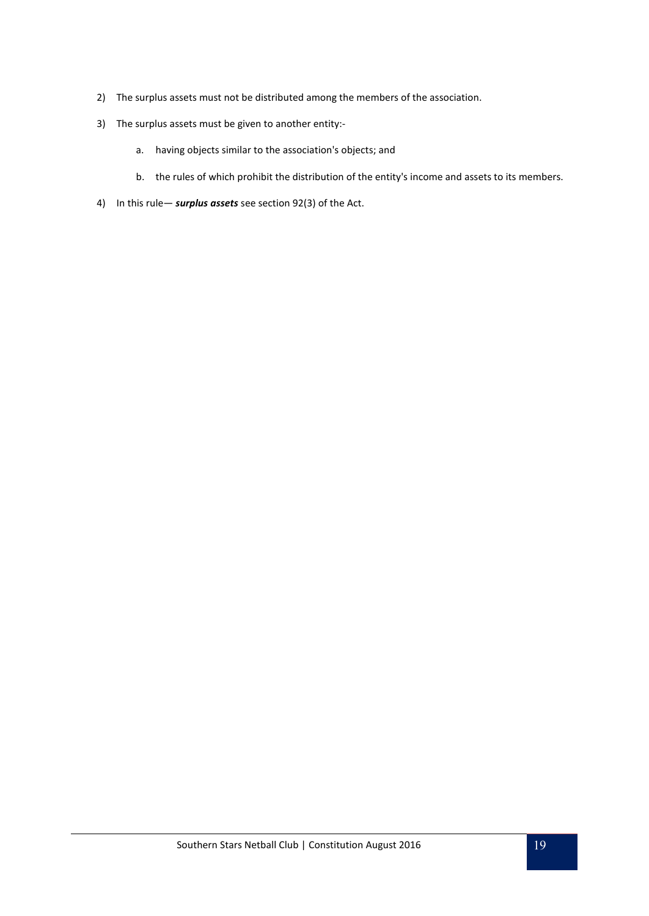2) The surplus assets must not be distributed among the members of the association.

3) The surplus assets must be given to another entity:-

    a. having objects similar to the association's objects; and

    b. the rules of which prohibit the distribution of the entity's income and assets to its members.

4) In this rule— ***surplus assets*** see section 92(3) of the Act.